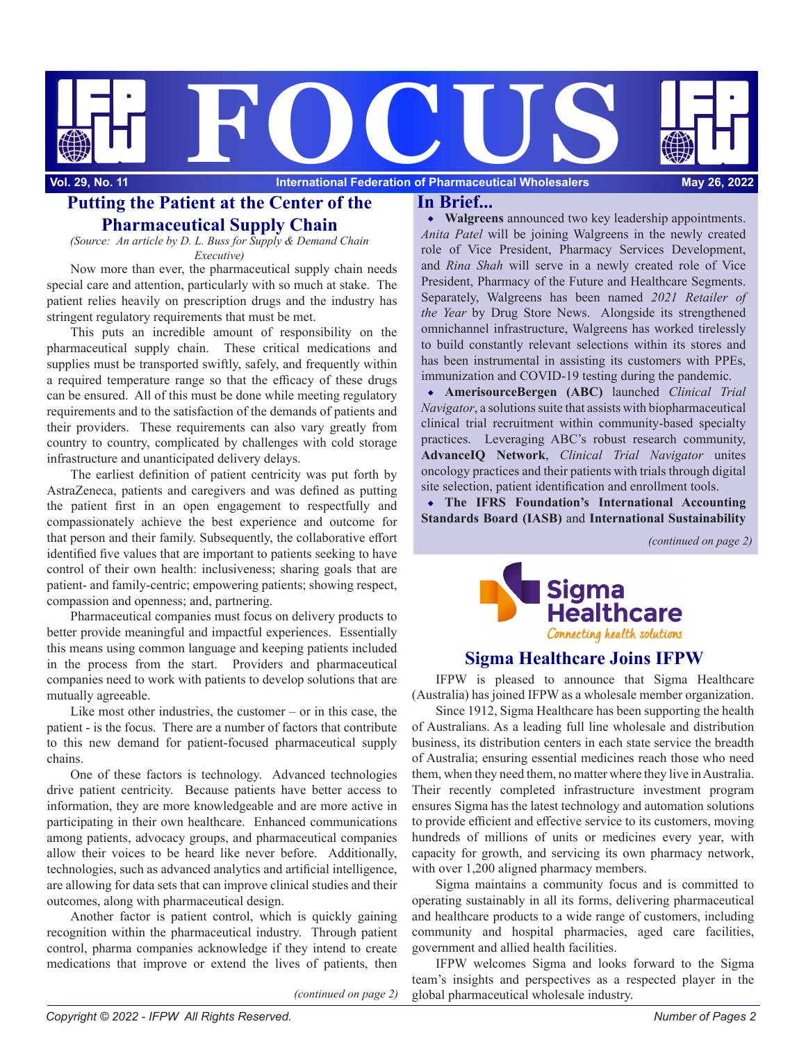# FOCUS

**Vol. 29, No. 11** | **International Federation of Pharmaceutical Wholesalers** | **May 26, 2022**

## Putting the Patient at the Center of the Pharmaceutical Supply Chain

*(Source: An article by D. L. Buss for Supply & Demand Chain Executive)*

Now more than ever, the pharmaceutical supply chain needs special care and attention, particularly with so much at stake. The patient relies heavily on prescription drugs and the industry has stringent regulatory requirements that must be met.

This puts an incredible amount of responsibility on the pharmaceutical supply chain. These critical medications and supplies must be transported swiftly, safely, and frequently within a required temperature range so that the efficacy of these drugs can be ensured. All of this must be done while meeting regulatory requirements and to the satisfaction of the demands of patients and their providers. These requirements can also vary greatly from country to country, complicated by challenges with cold storage infrastructure and unanticipated delivery delays.

The earliest definition of patient centricity was put forth by AstraZeneca, patients and caregivers and was defined as putting the patient first in an open engagement to respectfully and compassionately achieve the best experience and outcome for that person and their family. Subsequently, the collaborative effort identified five values that are important to patients seeking to have control of their own health: inclusiveness; sharing goals that are patient- and family-centric; empowering patients; showing respect, compassion and openness; and, partnering.

Pharmaceutical companies must focus on delivery products to better provide meaningful and impactful experiences. Essentially this means using common language and keeping patients included in the process from the start. Providers and pharmaceutical companies need to work with patients to develop solutions that are mutually agreeable.

Like most other industries, the customer – or in this case, the patient - is the focus. There are a number of factors that contribute to this new demand for patient-focused pharmaceutical supply chains.

One of these factors is technology. Advanced technologies drive patient centricity. Because patients have better access to information, they are more knowledgeable and are more active in participating in their own healthcare. Enhanced communications among patients, advocacy groups, and pharmaceutical companies allow their voices to be heard like never before. Additionally, technologies, such as advanced analytics and artificial intelligence, are allowing for data sets that can improve clinical studies and their outcomes, along with pharmaceutical design.

Another factor is patient control, which is quickly gaining recognition within the pharmaceutical industry. Through patient control, pharma companies acknowledge if they intend to create medications that improve or extend the lives of patients, then

*(continued on page 2)*

## In Brief...

- **Walgreens** announced two key leadership appointments. *Anita Patel* will be joining Walgreens in the newly created role of Vice President, Pharmacy Services Development, and *Rina Shah* will serve in a newly created role of Vice President, Pharmacy of the Future and Healthcare Segments. Separately, Walgreens has been named *2021 Retailer of the Year* by Drug Store News. Alongside its strengthened omnichannel infrastructure, Walgreens has worked tirelessly to build constantly relevant selections within its stores and has been instrumental in assisting its customers with PPEs, immunization and COVID-19 testing during the pandemic.
- **AmerisourceBergen (ABC)** launched *Clinical Trial Navigator*, a solutions suite that assists with biopharmaceutical clinical trial recruitment within community-based specialty practices. Leveraging ABC's robust research community, **AdvanceIQ Network**, *Clinical Trial Navigator* unites oncology practices and their patients with trials through digital site selection, patient identification and enrollment tools.
- **The IFRS Foundation's International Accounting Standards Board (IASB)** and **International Sustainability**

*(continued on page 2)*

Sigma Healthcare — *Connecting health solutions*

## Sigma Healthcare Joins IFPW

IFPW is pleased to announce that Sigma Healthcare (Australia) has joined IFPW as a wholesale member organization.

Since 1912, Sigma Healthcare has been supporting the health of Australians. As a leading full line wholesale and distribution business, its distribution centers in each state service the breadth of Australia; ensuring essential medicines reach those who need them, when they need them, no matter where they live in Australia. Their recently completed infrastructure investment program ensures Sigma has the latest technology and automation solutions to provide efficient and effective service to its customers, moving hundreds of millions of units or medicines every year, with capacity for growth, and servicing its own pharmacy network, with over 1,200 aligned pharmacy members.

Sigma maintains a community focus and is committed to operating sustainably in all its forms, delivering pharmaceutical and healthcare products to a wide range of customers, including community and hospital pharmacies, aged care facilities, government and allied health facilities.

IFPW welcomes Sigma and looks forward to the Sigma team's insights and perspectives as a respected player in the global pharmaceutical wholesale industry.

*Copyright © 2022 - IFPW All Rights Reserved.*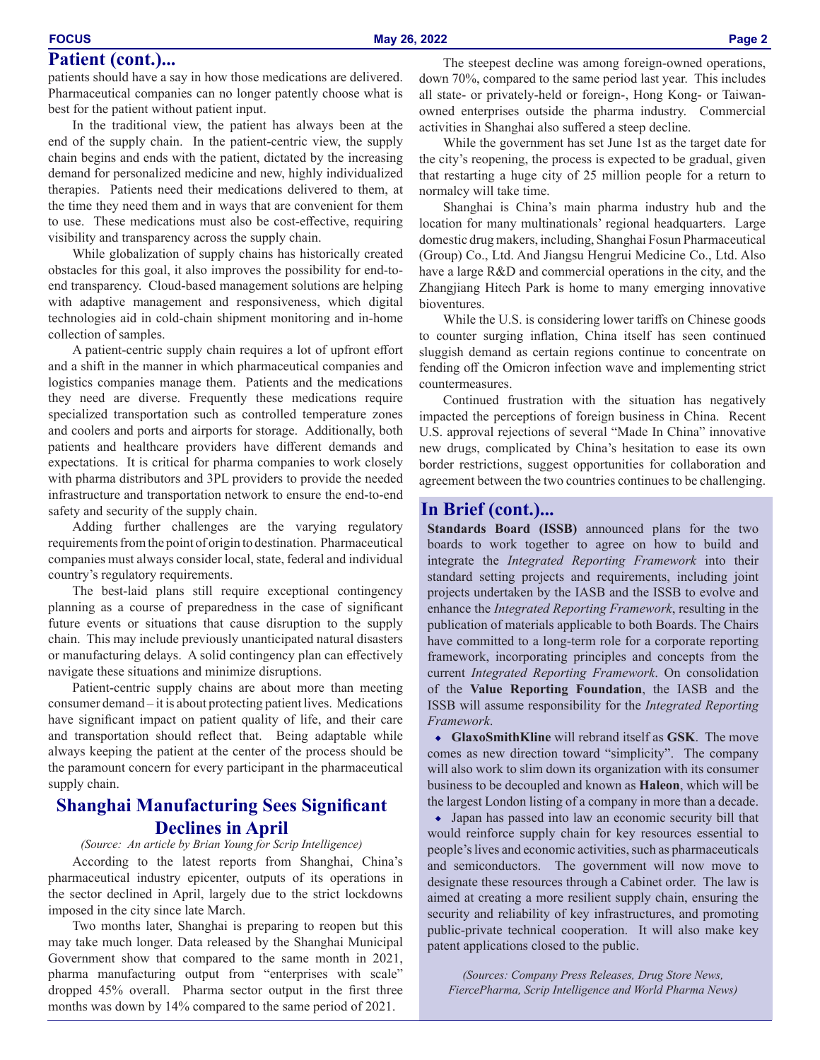## Patient (cont.)...

patients should have a say in how those medications are delivered. Pharmaceutical companies can no longer patently choose what is best for the patient without patient input.

In the traditional view, the patient has always been at the end of the supply chain. In the patient-centric view, the supply chain begins and ends with the patient, dictated by the increasing demand for personalized medicine and new, highly individualized therapies. Patients need their medications delivered to them, at the time they need them and in ways that are convenient for them to use. These medications must also be cost-effective, requiring visibility and transparency across the supply chain.

While globalization of supply chains has historically created obstacles for this goal, it also improves the possibility for end-to-end transparency. Cloud-based management solutions are helping with adaptive management and responsiveness, which digital technologies aid in cold-chain shipment monitoring and in-home collection of samples.

A patient-centric supply chain requires a lot of upfront effort and a shift in the manner in which pharmaceutical companies and logistics companies manage them. Patients and the medications they need are diverse. Frequently these medications require specialized transportation such as controlled temperature zones and coolers and ports and airports for storage. Additionally, both patients and healthcare providers have different demands and expectations. It is critical for pharma companies to work closely with pharma distributors and 3PL providers to provide the needed infrastructure and transportation network to ensure the end-to-end safety and security of the supply chain.

Adding further challenges are the varying regulatory requirements from the point of origin to destination. Pharmaceutical companies must always consider local, state, federal and individual country's regulatory requirements.

The best-laid plans still require exceptional contingency planning as a course of preparedness in the case of significant future events or situations that cause disruption to the supply chain. This may include previously unanticipated natural disasters or manufacturing delays. A solid contingency plan can effectively navigate these situations and minimize disruptions.

Patient-centric supply chains are about more than meeting consumer demand – it is about protecting patient lives. Medications have significant impact on patient quality of life, and their care and transportation should reflect that. Being adaptable while always keeping the patient at the center of the process should be the paramount concern for every participant in the pharmaceutical supply chain.

## Shanghai Manufacturing Sees Significant Declines in April

*(Source: An article by Brian Young for Scrip Intelligence)*

According to the latest reports from Shanghai, China's pharmaceutical industry epicenter, outputs of its operations in the sector declined in April, largely due to the strict lockdowns imposed in the city since late March.

Two months later, Shanghai is preparing to reopen but this may take much longer. Data released by the Shanghai Municipal Government show that compared to the same month in 2021, pharma manufacturing output from "enterprises with scale" dropped 45% overall. Pharma sector output in the first three months was down by 14% compared to the same period of 2021.

The steepest decline was among foreign-owned operations, down 70%, compared to the same period last year. This includes all state- or privately-held or foreign-, Hong Kong- or Taiwan-owned enterprises outside the pharma industry. Commercial activities in Shanghai also suffered a steep decline.

While the government has set June 1st as the target date for the city's reopening, the process is expected to be gradual, given that restarting a huge city of 25 million people for a return to normalcy will take time.

Shanghai is China's main pharma industry hub and the location for many multinationals' regional headquarters. Large domestic drug makers, including, Shanghai Fosun Pharmaceutical (Group) Co., Ltd. And Jiangsu Hengrui Medicine Co., Ltd. Also have a large R&D and commercial operations in the city, and the Zhangjiang Hitech Park is home to many emerging innovative bioventures.

While the U.S. is considering lower tariffs on Chinese goods to counter surging inflation, China itself has seen continued sluggish demand as certain regions continue to concentrate on fending off the Omicron infection wave and implementing strict countermeasures.

Continued frustration with the situation has negatively impacted the perceptions of foreign business in China. Recent U.S. approval rejections of several "Made In China" innovative new drugs, complicated by China's hesitation to ease its own border restrictions, suggest opportunities for collaboration and agreement between the two countries continues to be challenging.

## In Brief (cont.)...

**Standards Board (ISSB)** announced plans for the two boards to work together to agree on how to build and integrate the *Integrated Reporting Framework* into their standard setting projects and requirements, including joint projects undertaken by the IASB and the ISSB to evolve and enhance the *Integrated Reporting Framework*, resulting in the publication of materials applicable to both Boards. The Chairs have committed to a long-term role for a corporate reporting framework, incorporating principles and concepts from the current *Integrated Reporting Framework*. On consolidation of the **Value Reporting Foundation**, the IASB and the ISSB will assume responsibility for the *Integrated Reporting Framework*.

- **GlaxoSmithKline** will rebrand itself as **GSK**. The move comes as new direction toward "simplicity". The company will also work to slim down its organization with its consumer business to be decoupled and known as **Haleon**, which will be the largest London listing of a company in more than a decade.
- Japan has passed into law an economic security bill that would reinforce supply chain for key resources essential to people's lives and economic activities, such as pharmaceuticals and semiconductors. The government will now move to designate these resources through a Cabinet order. The law is aimed at creating a more resilient supply chain, ensuring the security and reliability of key infrastructures, and promoting public-private technical cooperation. It will also make key patent applications closed to the public.

*(Sources: Company Press Releases, Drug Store News, FiercePharma, Scrip Intelligence and World Pharma News)*